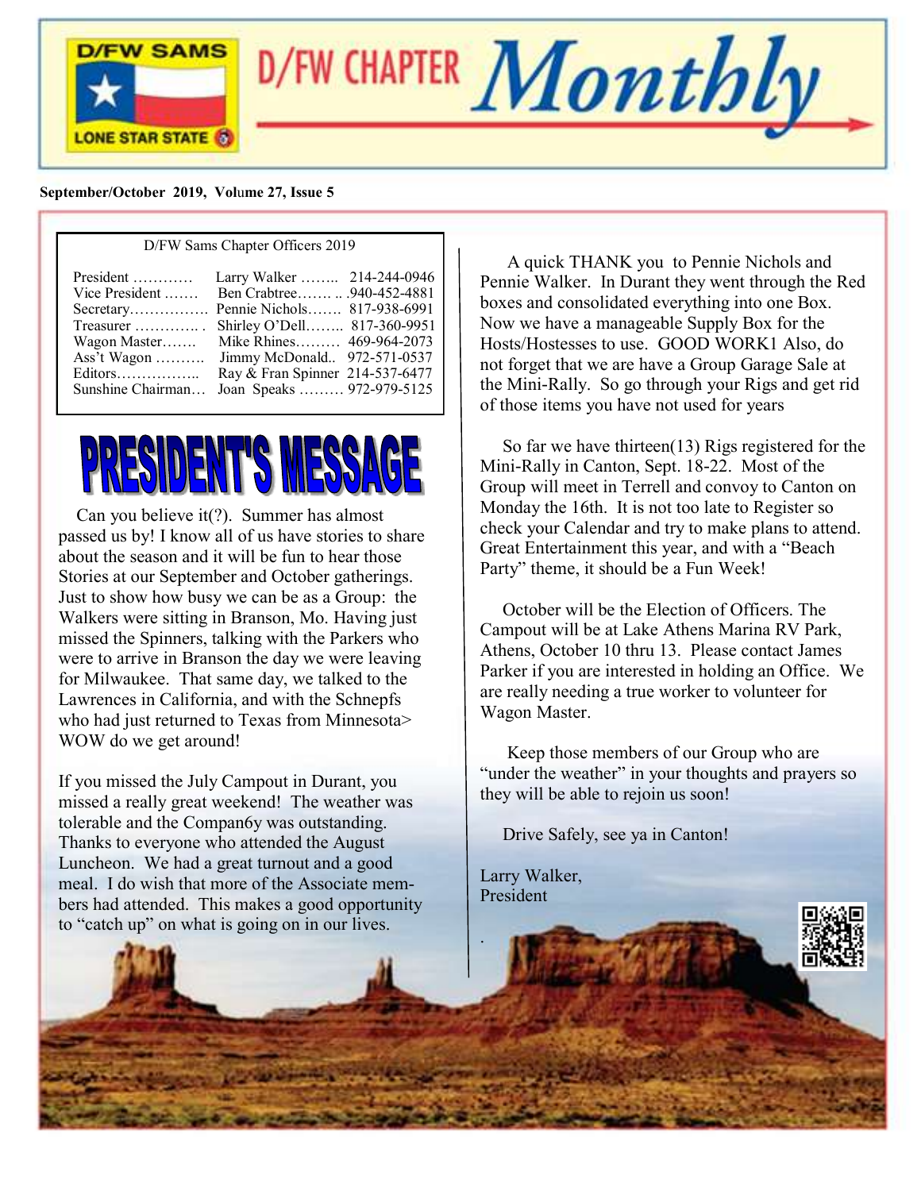# D/FW CHAPTER *Monthly*

D/FW SAMS LONE STAR STATE

**September/October 2019, Volume 27, Issue 5**

D/FW Sams Chapter Officers 2019

| Office | Name | Phone |
|---|---|---|
| President ………… | Larry Walker …….. | 214-244-0946 |
| Vice President ……. | Ben Crabtree……. .. | .940-452-4881 |
| Secretary……………. | Pennie Nichols……. | 817-938-6991 |
| Treasurer …………. . | Shirley O'Dell…….. | 817-360-9951 |
| Wagon Master……. | Mike Rhines……… | 469-964-2073 |
| Ass't Wagon ………. | Jimmy McDonald.. | 972-571-0537 |
| Editors…………….. | Ray & Fran Spinner | 214-537-6477 |
| Sunshine Chairman… | Joan Speaks ……… | 972-979-5125 |

## PRESIDENT'S MESSAGE

Can you believe it(?). Summer has almost passed us by! I know all of us have stories to share about the season and it will be fun to hear those Stories at our September and October gatherings. Just to show how busy we can be as a Group: the Walkers were sitting in Branson, Mo. Having just missed the Spinners, talking with the Parkers who were to arrive in Branson the day we were leaving for Milwaukee. That same day, we talked to the Lawrences in California, and with the Schnepfs who had just returned to Texas from Minnesota> WOW do we get around!

If you missed the July Campout in Durant, you missed a really great weekend! The weather was tolerable and the Compan6y was outstanding. Thanks to everyone who attended the August Luncheon. We had a great turnout and a good meal. I do wish that more of the Associate members had attended. This makes a good opportunity to "catch up" on what is going on in our lives.

A quick THANK you to Pennie Nichols and Pennie Walker. In Durant they went through the Red boxes and consolidated everything into one Box. Now we have a manageable Supply Box for the Hosts/Hostesses to use. GOOD WORK1 Also, do not forget that we are have a Group Garage Sale at the Mini-Rally. So go through your Rigs and get rid of those items you have not used for years

So far we have thirteen(13) Rigs registered for the Mini-Rally in Canton, Sept. 18-22. Most of the Group will meet in Terrell and convoy to Canton on Monday the 16th. It is not too late to Register so check your Calendar and try to make plans to attend. Great Entertainment this year, and with a "Beach Party" theme, it should be a Fun Week!

October will be the Election of Officers. The Campout will be at Lake Athens Marina RV Park, Athens, October 10 thru 13. Please contact James Parker if you are interested in holding an Office. We are really needing a true worker to volunteer for Wagon Master.

Keep those members of our Group who are "under the weather" in your thoughts and prayers so they will be able to rejoin us soon!

Drive Safely, see ya in Canton!

Larry Walker,
President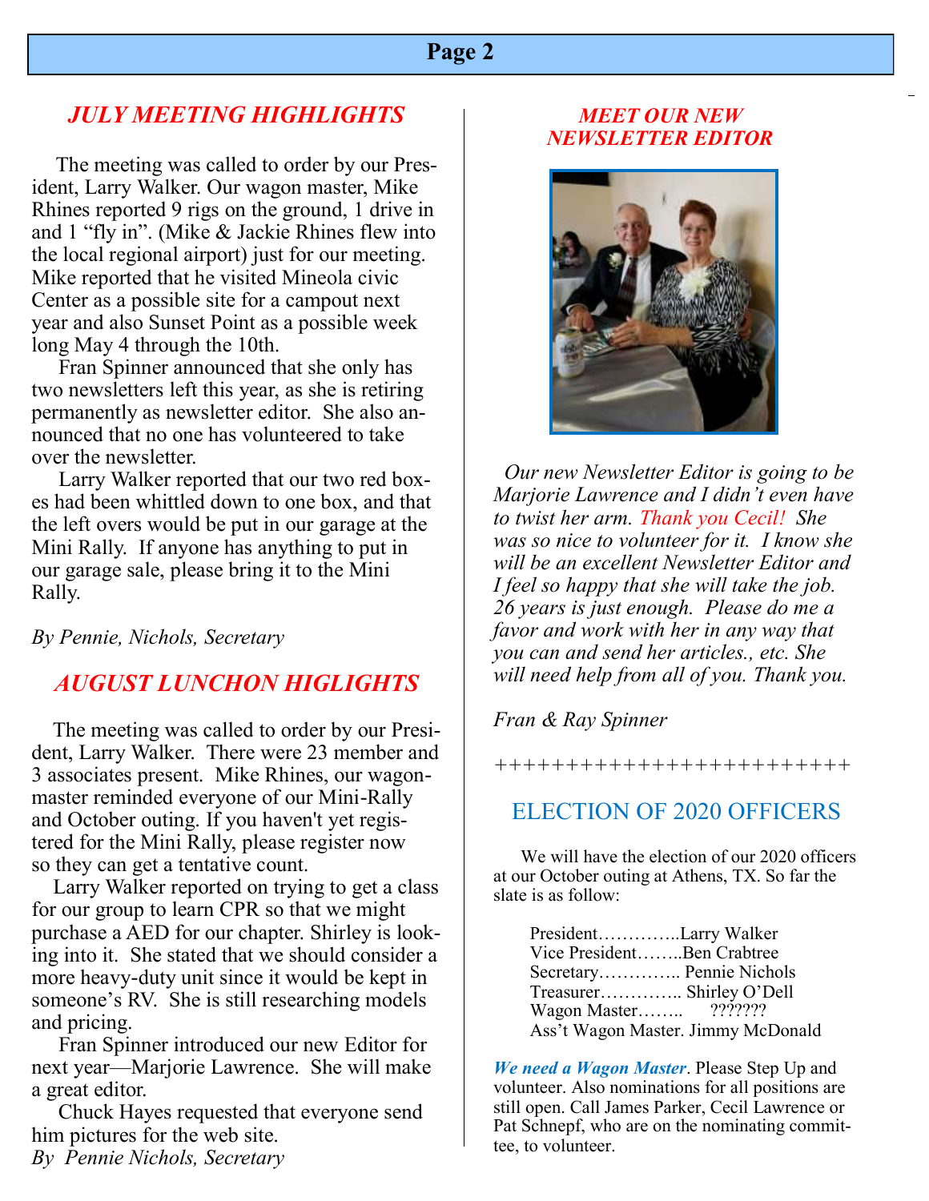## *JULY MEETING HIGHLIGHTS*

The meeting was called to order by our President, Larry Walker. Our wagon master, Mike Rhines reported 9 rigs on the ground, 1 drive in and 1 "fly in". (Mike & Jackie Rhines flew into the local regional airport) just for our meeting. Mike reported that he visited Mineola civic Center as a possible site for a campout next year and also Sunset Point as a possible week long May 4 through the 10th.

Fran Spinner announced that she only has two newsletters left this year, as she is retiring permanently as newsletter editor. She also announced that no one has volunteered to take over the newsletter.

Larry Walker reported that our two red boxes had been whittled down to one box, and that the left overs would be put in our garage at the Mini Rally. If anyone has anything to put in our garage sale, please bring it to the Mini Rally.

*By Pennie, Nichols, Secretary*

## *AUGUST LUNCHON HIGLIGHTS*

The meeting was called to order by our President, Larry Walker. There were 23 member and 3 associates present. Mike Rhines, our wagonmaster reminded everyone of our Mini-Rally and October outing. If you haven't yet registered for the Mini Rally, please register now so they can get a tentative count.

Larry Walker reported on trying to get a class for our group to learn CPR so that we might purchase a AED for our chapter. Shirley is looking into it. She stated that we should consider a more heavy-duty unit since it would be kept in someone's RV. She is still researching models and pricing.

Fran Spinner introduced our new Editor for next year—Marjorie Lawrence. She will make a great editor.

Chuck Hayes requested that everyone send him pictures for the web site.

*By Pennie Nichols, Secretary*

## *MEET OUR NEW NEWSLETTER EDITOR*

*Our new Newsletter Editor is going to be Marjorie Lawrence and I didn't even have to twist her arm. Thank you Cecil! She was so nice to volunteer for it. I know she will be an excellent Newsletter Editor and I feel so happy that she will take the job. 26 years is just enough. Please do me a favor and work with her in any way that you can and send her articles., etc. She will need help from all of you. Thank you.*

*Fran & Ray Spinner*

++++++++++++++++++++++++

## ELECTION OF 2020 OFFICERS

We will have the election of our 2020 officers at our October outing at Athens, TX. So far the slate is as follow:

President…………..Larry Walker
Vice President……..Ben Crabtree
Secretary………….. Pennie Nichols
Treasurer………….. Shirley O'Dell
Wagon Master…….. ???????
Ass't Wagon Master. Jimmy McDonald

***We need a Wagon Master***. Please Step Up and volunteer. Also nominations for all positions are still open. Call James Parker, Cecil Lawrence or Pat Schnepf, who are on the nominating committee, to volunteer.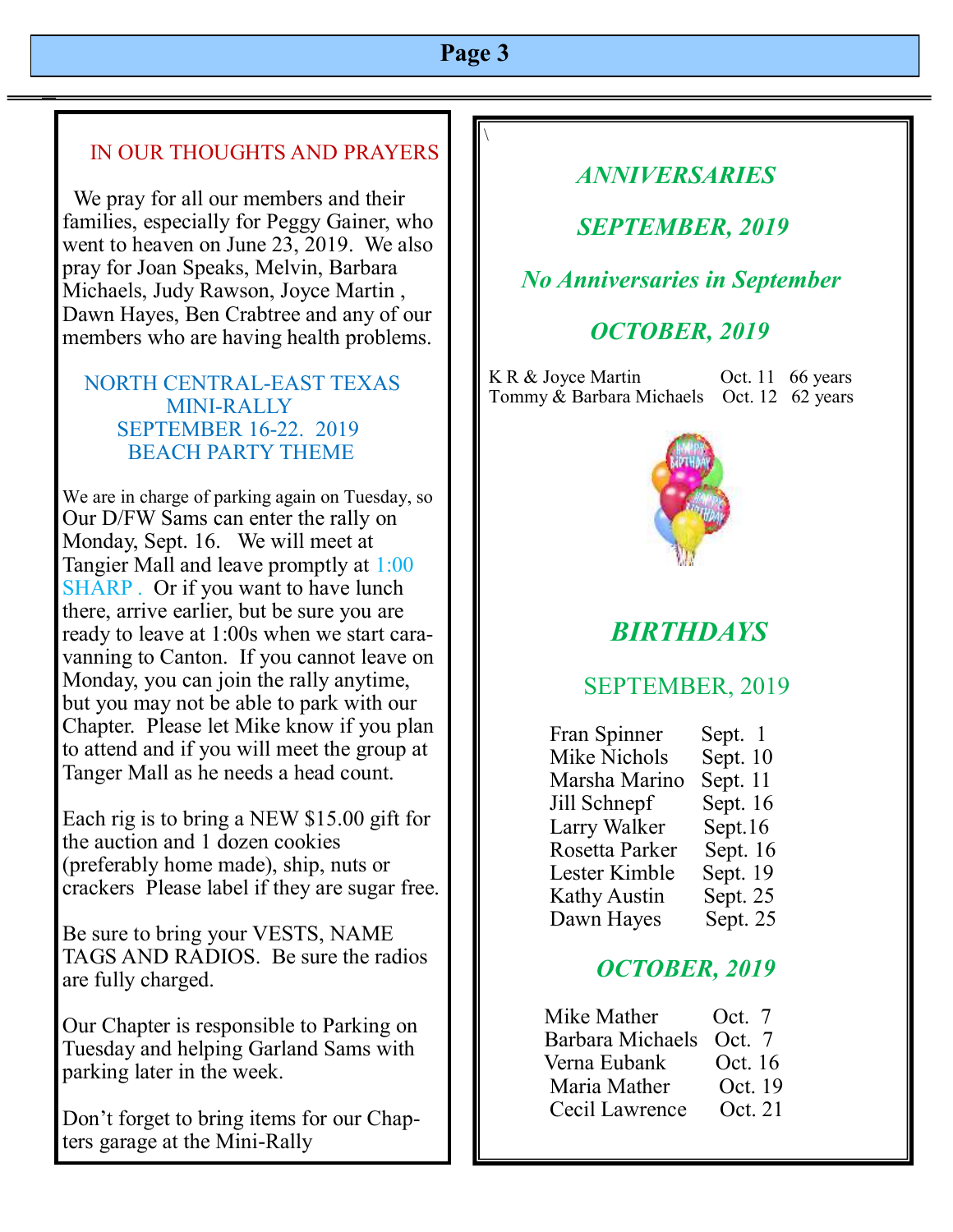## IN OUR THOUGHTS AND PRAYERS

We pray for all our members and their families, especially for Peggy Gainer, who went to heaven on June 23, 2019. We also pray for Joan Speaks, Melvin, Barbara Michaels, Judy Rawson, Joyce Martin , Dawn Hayes, Ben Crabtree and any of our members who are having health problems.

## NORTH CENTRAL-EAST TEXAS MINI-RALLY SEPTEMBER 16-22. 2019 BEACH PARTY THEME

We are in charge of parking again on Tuesday, so Our D/FW Sams can enter the rally on Monday, Sept. 16. We will meet at Tangier Mall and leave promptly at 1:00 SHARP . Or if you want to have lunch there, arrive earlier, but be sure you are ready to leave at 1:00s when we start caravanning to Canton. If you cannot leave on Monday, you can join the rally anytime, but you may not be able to park with our Chapter. Please let Mike know if you plan to attend and if you will meet the group at Tanger Mall as he needs a head count.

Each rig is to bring a NEW $15.00 gift for the auction and 1 dozen cookies (preferably home made), ship, nuts or crackers Please label if they are sugar free.

Be sure to bring your VESTS, NAME TAGS AND RADIOS. Be sure the radios are fully charged.

Our Chapter is responsible to Parking on Tuesday and helping Garland Sams with parking later in the week.

Don't forget to bring items for our Chapters garage at the Mini-Rally

## *ANNIVERSARIES*

### *SEPTEMBER, 2019*

*No Anniversaries in September*

### *OCTOBER, 2019*

| | | |
|---|---|---|
| K R & Joyce Martin | Oct. 11 | 66 years |
| Tommy & Barbara Michaels | Oct. 12 | 62 years |

## *BIRTHDAYS*

### SEPTEMBER, 2019

| | |
|---|---|
| Fran Spinner | Sept. 1 |
| Mike Nichols | Sept. 10 |
| Marsha Marino | Sept. 11 |
| Jill Schnepf | Sept. 16 |
| Larry Walker | Sept.16 |
| Rosetta Parker | Sept. 16 |
| Lester Kimble | Sept. 19 |
| Kathy Austin | Sept. 25 |
| Dawn Hayes | Sept. 25 |

### *OCTOBER, 2019*

| | |
|---|---|
| Mike Mather | Oct. 7 |
| Barbara Michaels | Oct. 7 |
| Verna Eubank | Oct. 16 |
| Maria Mather | Oct. 19 |
| Cecil Lawrence | Oct. 21 |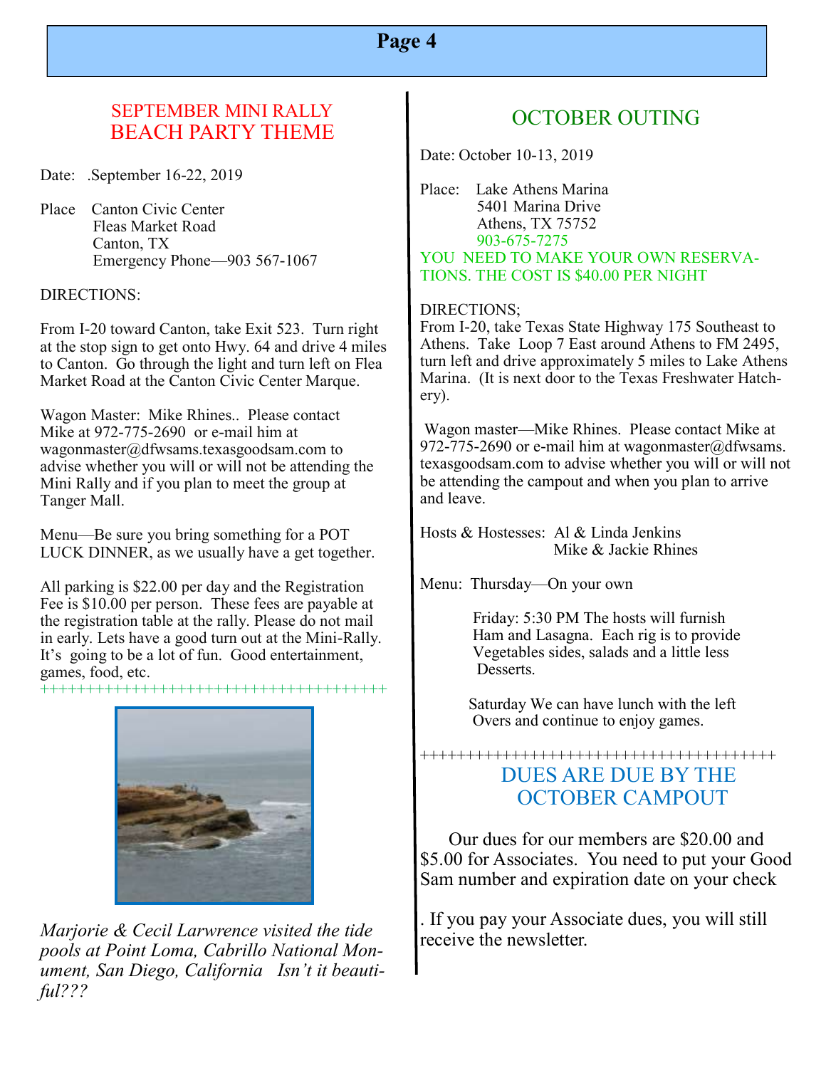## SEPTEMBER MINI RALLY
## BEACH PARTY THEME

Date: .September 16-22, 2019

Place Canton Civic Center
Fleas Market Road
Canton, TX
Emergency Phone—903 567-1067

DIRECTIONS:

From I-20 toward Canton, take Exit 523. Turn right at the stop sign to get onto Hwy. 64 and drive 4 miles to Canton. Go through the light and turn left on Flea Market Road at the Canton Civic Center Marque.

Wagon Master: Mike Rhines.. Please contact Mike at 972-775-2690 or e-mail him at wagonmaster@dfwsams.texasgoodsam.com to advise whether you will or will not be attending the Mini Rally and if you plan to meet the group at Tanger Mall.

Menu—Be sure you bring something for a POT LUCK DINNER, as we usually have a get together.

All parking is $22.00 per day and the Registration Fee is $10.00 per person. These fees are payable at the registration table at the rally. Please do not mail in early. Lets have a good turn out at the Mini-Rally. It's going to be a lot of fun. Good entertainment, games, food, etc.

++++++++++++++++++++++++++++++++++++++

*Marjorie & Cecil Larwrence visited the tide pools at Point Loma, Cabrillo National Monument, San Diego, California Isn't it beautiful???*

## OCTOBER OUTING

Date: October 10-13, 2019

Place: Lake Athens Marina
5401 Marina Drive
Athens, TX 75752
903-675-7275

YOU NEED TO MAKE YOUR OWN RESERVATIONS. THE COST IS $40.00 PER NIGHT

DIRECTIONS;
From I-20, take Texas State Highway 175 Southeast to Athens. Take Loop 7 East around Athens to FM 2495, turn left and drive approximately 5 miles to Lake Athens Marina. (It is next door to the Texas Freshwater Hatchery).

Wagon master—Mike Rhines. Please contact Mike at 972-775-2690 or e-mail him at wagonmaster@dfwsams.texasgoodsam.com to advise whether you will or will not be attending the campout and when you plan to arrive and leave.

Hosts & Hostesses: Al & Linda Jenkins
Mike & Jackie Rhines

Menu: Thursday—On your own

Friday: 5:30 PM The hosts will furnish Ham and Lasagna. Each rig is to provide Vegetables sides, salads and a little less Desserts.

Saturday We can have lunch with the left Overs and continue to enjoy games.

++++++++++++++++++++++++++++++++++++++

## DUES ARE DUE BY THE OCTOBER CAMPOUT

Our dues for our members are $20.00 and $5.00 for Associates. You need to put your Good Sam number and expiration date on your check

. If you pay your Associate dues, you will still receive the newsletter.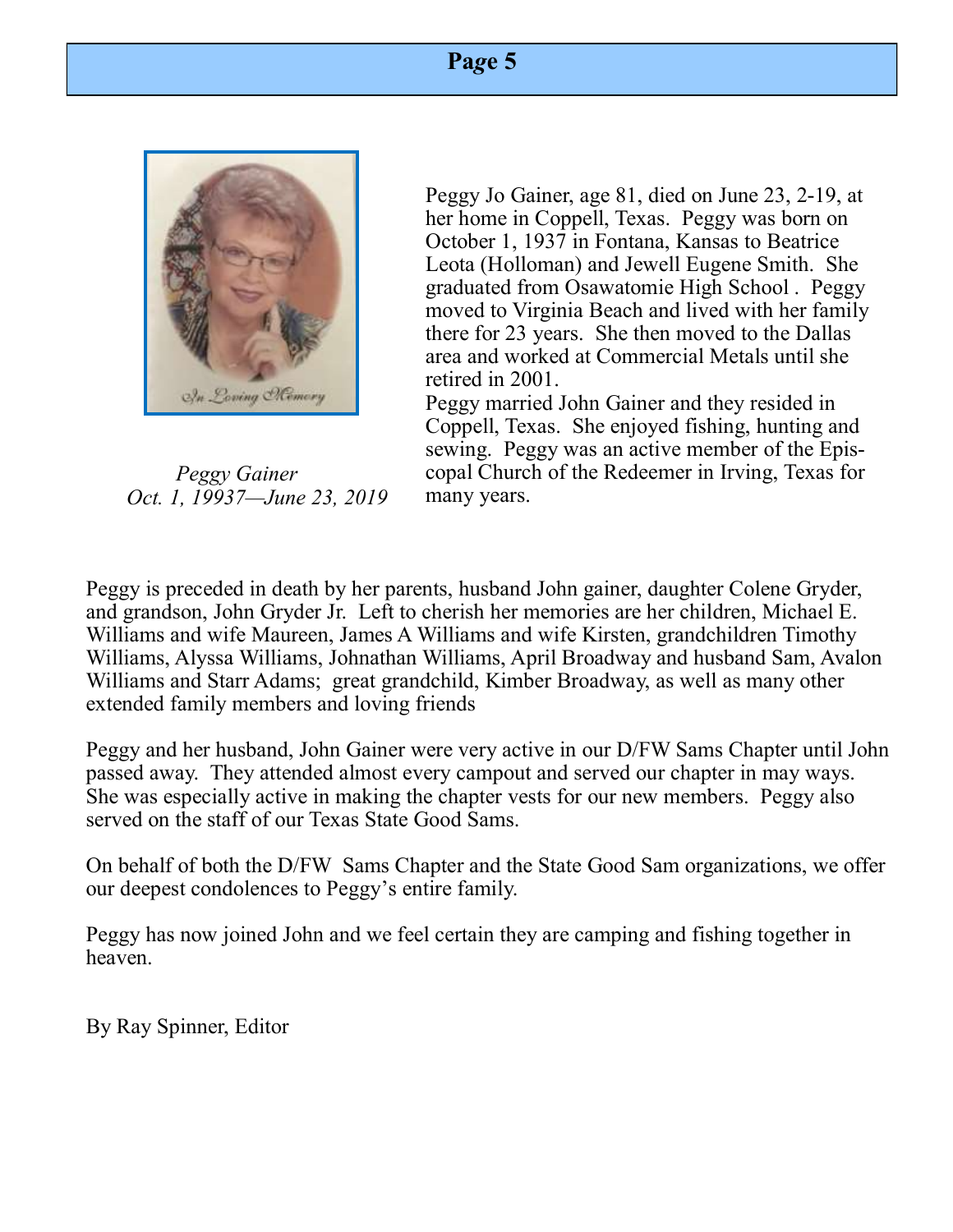Peggy Gainer
Oct. 1, 19937—June 23, 2019

Peggy Jo Gainer, age 81, died on June 23, 2-19, at her home in Coppell, Texas. Peggy was born on October 1, 1937 in Fontana, Kansas to Beatrice Leota (Holloman) and Jewell Eugene Smith. She graduated from Osawatomie High School . Peggy moved to Virginia Beach and lived with her family there for 23 years. She then moved to the Dallas area and worked at Commercial Metals until she retired in 2001.

Peggy married John Gainer and they resided in Coppell, Texas. She enjoyed fishing, hunting and sewing. Peggy was an active member of the Episcopal Church of the Redeemer in Irving, Texas for many years.

Peggy is preceded in death by her parents, husband John gainer, daughter Colene Gryder, and grandson, John Gryder Jr. Left to cherish her memories are her children, Michael E. Williams and wife Maureen, James A Williams and wife Kirsten, grandchildren Timothy Williams, Alyssa Williams, Johnathan Williams, April Broadway and husband Sam, Avalon Williams and Starr Adams; great grandchild, Kimber Broadway, as well as many other extended family members and loving friends

Peggy and her husband, John Gainer were very active in our D/FW Sams Chapter until John passed away. They attended almost every campout and served our chapter in may ways. She was especially active in making the chapter vests for our new members. Peggy also served on the staff of our Texas State Good Sams.

On behalf of both the D/FW Sams Chapter and the State Good Sam organizations, we offer our deepest condolences to Peggy's entire family.

Peggy has now joined John and we feel certain they are camping and fishing together in heaven.

By Ray Spinner, Editor